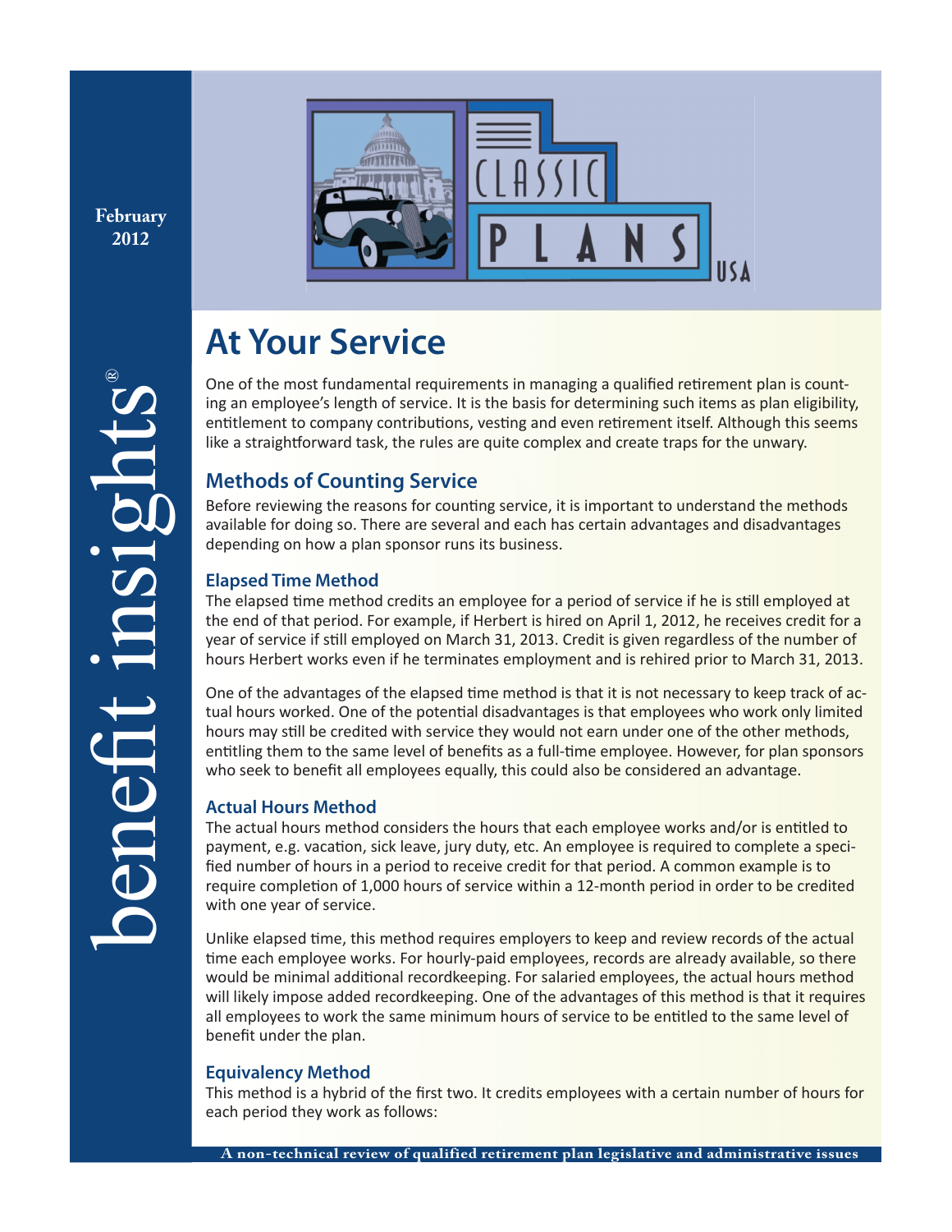February 2012

benefit insights®

# At Your Service

One of the most fundamental requirements in managing a qualified retirement plan is counting an employee's length of service. It is the basis for determining such items as plan eligibility, entitlement to company contributions, vesting and even retirement itself. Although this seems like a straightforward task, the rules are quite complex and create traps for the unwary.

## Methods of Counting Service

Before reviewing the reasons for counting service, it is important to understand the methods available for doing so. There are several and each has certain advantages and disadvantages depending on how a plan sponsor runs its business.

### Elapsed Time Method

The elapsed time method credits an employee for a period of service if he is still employed at the end of that period. For example, if Herbert is hired on April 1, 2012, he receives credit for a year of service if still employed on March 31, 2013. Credit is given regardless of the number of hours Herbert works even if he terminates employment and is rehired prior to March 31, 2013.

One of the advantages of the elapsed time method is that it is not necessary to keep track of actual hours worked. One of the potential disadvantages is that employees who work only limited hours may still be credited with service they would not earn under one of the other methods, entitling them to the same level of benefits as a full-time employee. However, for plan sponsors who seek to benefit all employees equally, this could also be considered an advantage.

### Actual Hours Method

The actual hours method considers the hours that each employee works and/or is entitled to payment, e.g. vacation, sick leave, jury duty, etc. An employee is required to complete a specified number of hours in a period to receive credit for that period. A common example is to require completion of 1,000 hours of service within a 12-month period in order to be credited with one year of service.

Unlike elapsed time, this method requires employers to keep and review records of the actual time each employee works. For hourly-paid employees, records are already available, so there would be minimal additional recordkeeping. For salaried employees, the actual hours method will likely impose added recordkeeping. One of the advantages of this method is that it requires all employees to work the same minimum hours of service to be entitled to the same level of benefit under the plan.

### Equivalency Method

This method is a hybrid of the first two. It credits employees with a certain number of hours for each period they work as follows:

A non-technical review of qualified retirement plan legislative and administrative issues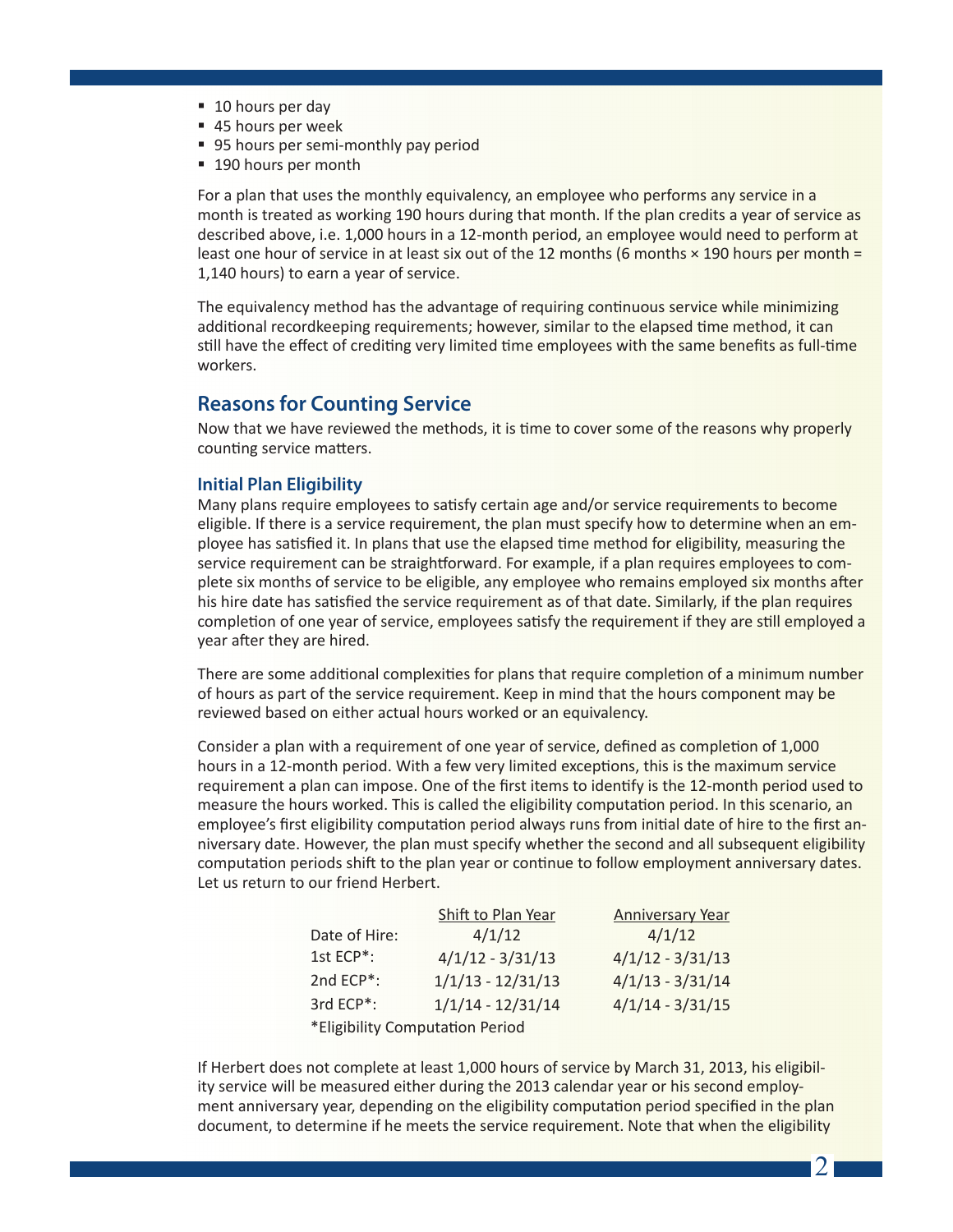- 10 hours per day
- 45 hours per week
- 95 hours per semi-monthly pay period
- 190 hours per month

For a plan that uses the monthly equivalency, an employee who performs any service in a month is treated as working 190 hours during that month. If the plan credits a year of service as described above, i.e. 1,000 hours in a 12-month period, an employee would need to perform at least one hour of service in at least six out of the 12 months (6 months × 190 hours per month = 1,140 hours) to earn a year of service.

The equivalency method has the advantage of requiring continuous service while minimizing additional recordkeeping requirements; however, similar to the elapsed time method, it can still have the effect of crediting very limited time employees with the same benefits as full-time workers.

## Reasons for Counting Service

Now that we have reviewed the methods, it is time to cover some of the reasons why properly counting service matters.

### Initial Plan Eligibility

Many plans require employees to satisfy certain age and/or service requirements to become eligible. If there is a service requirement, the plan must specify how to determine when an employee has satisfied it. In plans that use the elapsed time method for eligibility, measuring the service requirement can be straightforward. For example, if a plan requires employees to complete six months of service to be eligible, any employee who remains employed six months after his hire date has satisfied the service requirement as of that date. Similarly, if the plan requires completion of one year of service, employees satisfy the requirement if they are still employed a year after they are hired.

There are some additional complexities for plans that require completion of a minimum number of hours as part of the service requirement. Keep in mind that the hours component may be reviewed based on either actual hours worked or an equivalency.

Consider a plan with a requirement of one year of service, defined as completion of 1,000 hours in a 12-month period. With a few very limited exceptions, this is the maximum service requirement a plan can impose. One of the first items to identify is the 12-month period used to measure the hours worked. This is called the eligibility computation period. In this scenario, an employee's first eligibility computation period always runs from initial date of hire to the first anniversary date. However, the plan must specify whether the second and all subsequent eligibility computation periods shift to the plan year or continue to follow employment anniversary dates. Let us return to our friend Herbert.

| | Shift to Plan Year | Anniversary Year |
|---|---|---|
| Date of Hire: | 4/1/12 | 4/1/12 |
| 1st ECP*: | 4/1/12 - 3/31/13 | 4/1/12 - 3/31/13 |
| 2nd ECP*: | 1/1/13 - 12/31/13 | 4/1/13 - 3/31/14 |
| 3rd ECP*: | 1/1/14 - 12/31/14 | 4/1/14 - 3/31/15 |

*Eligibility Computation Period

If Herbert does not complete at least 1,000 hours of service by March 31, 2013, his eligibility service will be measured either during the 2013 calendar year or his second employment anniversary year, depending on the eligibility computation period specified in the plan document, to determine if he meets the service requirement. Note that when the eligibility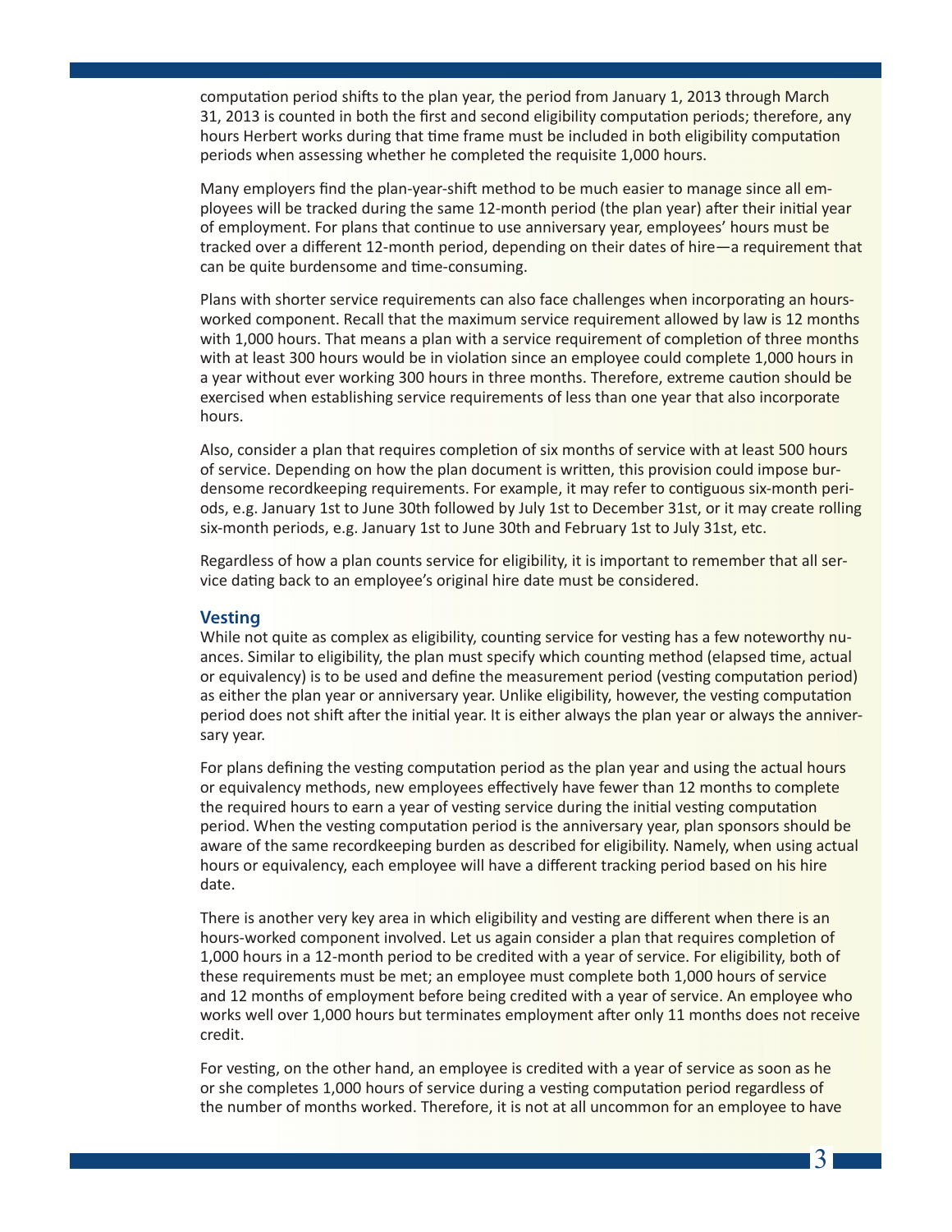computation period shifts to the plan year, the period from January 1, 2013 through March 31, 2013 is counted in both the first and second eligibility computation periods; therefore, any hours Herbert works during that time frame must be included in both eligibility computation periods when assessing whether he completed the requisite 1,000 hours.

Many employers find the plan-year-shift method to be much easier to manage since all employees will be tracked during the same 12-month period (the plan year) after their initial year of employment. For plans that continue to use anniversary year, employees' hours must be tracked over a different 12-month period, depending on their dates of hire—a requirement that can be quite burdensome and time-consuming.

Plans with shorter service requirements can also face challenges when incorporating an hours-worked component. Recall that the maximum service requirement allowed by law is 12 months with 1,000 hours. That means a plan with a service requirement of completion of three months with at least 300 hours would be in violation since an employee could complete 1,000 hours in a year without ever working 300 hours in three months. Therefore, extreme caution should be exercised when establishing service requirements of less than one year that also incorporate hours.

Also, consider a plan that requires completion of six months of service with at least 500 hours of service. Depending on how the plan document is written, this provision could impose burdensome recordkeeping requirements. For example, it may refer to contiguous six-month periods, e.g. January 1st to June 30th followed by July 1st to December 31st, or it may create rolling six-month periods, e.g. January 1st to June 30th and February 1st to July 31st, etc.

Regardless of how a plan counts service for eligibility, it is important to remember that all service dating back to an employee's original hire date must be considered.

### Vesting

While not quite as complex as eligibility, counting service for vesting has a few noteworthy nuances. Similar to eligibility, the plan must specify which counting method (elapsed time, actual or equivalency) is to be used and define the measurement period (vesting computation period) as either the plan year or anniversary year. Unlike eligibility, however, the vesting computation period does not shift after the initial year. It is either always the plan year or always the anniversary year.

For plans defining the vesting computation period as the plan year and using the actual hours or equivalency methods, new employees effectively have fewer than 12 months to complete the required hours to earn a year of vesting service during the initial vesting computation period. When the vesting computation period is the anniversary year, plan sponsors should be aware of the same recordkeeping burden as described for eligibility. Namely, when using actual hours or equivalency, each employee will have a different tracking period based on his hire date.

There is another very key area in which eligibility and vesting are different when there is an hours-worked component involved. Let us again consider a plan that requires completion of 1,000 hours in a 12-month period to be credited with a year of service. For eligibility, both of these requirements must be met; an employee must complete both 1,000 hours of service and 12 months of employment before being credited with a year of service. An employee who works well over 1,000 hours but terminates employment after only 11 months does not receive credit.

For vesting, on the other hand, an employee is credited with a year of service as soon as he or she completes 1,000 hours of service during a vesting computation period regardless of the number of months worked. Therefore, it is not at all uncommon for an employee to have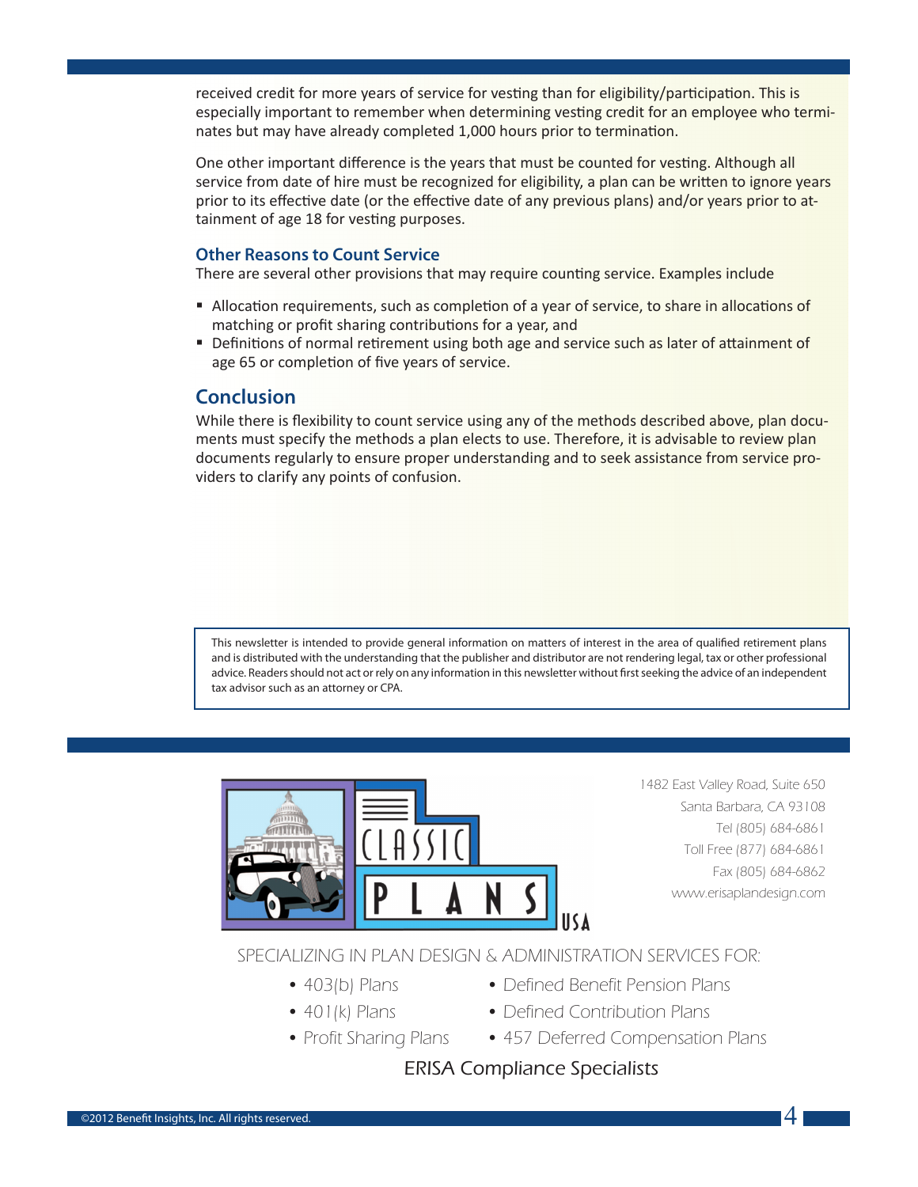received credit for more years of service for vesting than for eligibility/participation. This is especially important to remember when determining vesting credit for an employee who terminates but may have already completed 1,000 hours prior to termination.

One other important difference is the years that must be counted for vesting. Although all service from date of hire must be recognized for eligibility, a plan can be written to ignore years prior to its effective date (or the effective date of any previous plans) and/or years prior to attainment of age 18 for vesting purposes.

### Other Reasons to Count Service

There are several other provisions that may require counting service. Examples include

- Allocation requirements, such as completion of a year of service, to share in allocations of matching or profit sharing contributions for a year, and
- Definitions of normal retirement using both age and service such as later of attainment of age 65 or completion of five years of service.

## Conclusion

While there is flexibility to count service using any of the methods described above, plan documents must specify the methods a plan elects to use. Therefore, it is advisable to review plan documents regularly to ensure proper understanding and to seek assistance from service providers to clarify any points of confusion.

This newsletter is intended to provide general information on matters of interest in the area of qualified retirement plans and is distributed with the understanding that the publisher and distributor are not rendering legal, tax or other professional advice. Readers should not act or rely on any information in this newsletter without first seeking the advice of an independent tax advisor such as an attorney or CPA.

CLASSIC PLANS USA

1482 East Valley Road, Suite 650
Santa Barbara, CA 93108
Tel (805) 684-6861
Toll Free (877) 684-6861
Fax (805) 684-6862
www.erisaplandesign.com

SPECIALIZING IN PLAN DESIGN & ADMINISTRATION SERVICES FOR:

- 403(b) Plans
- 401(k) Plans
- Profit Sharing Plans
- Defined Benefit Pension Plans
- Defined Contribution Plans
- 457 Deferred Compensation Plans

*ERISA Compliance Specialists*

©2012 Benefit Insights, Inc. All rights reserved.